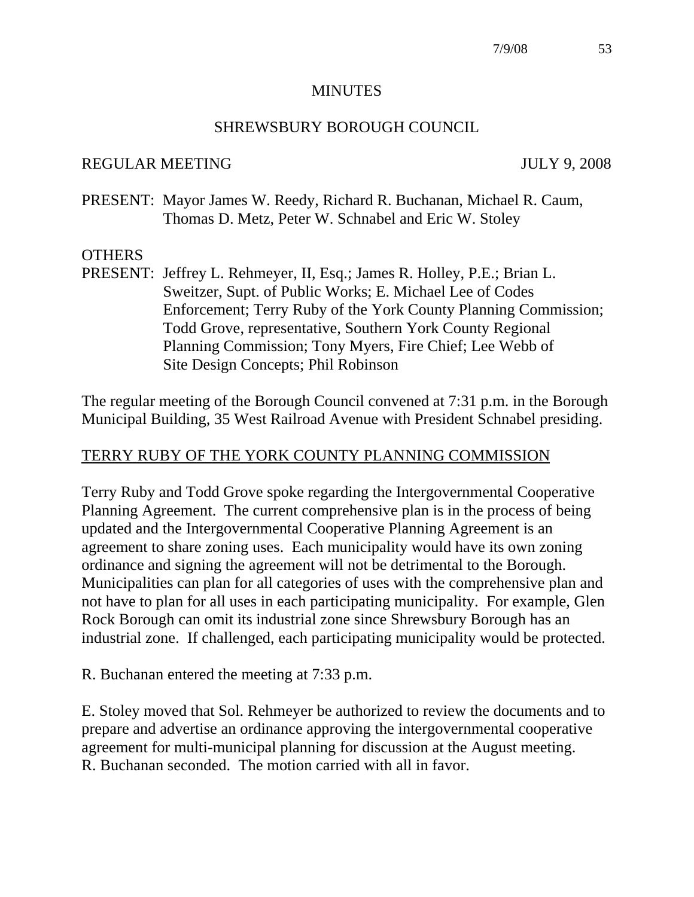# MINUTES

## SHREWSBURY BOROUGH COUNCIL

REGULAR MEETING JULY 9, 2008

PRESENT: Mayor James W. Reedy, Richard R. Buchanan, Michael R. Caum, Thomas D. Metz, Peter W. Schnabel and Eric W. Stoley

OTHERS
PRESENT: Jeffrey L. Rehmeyer, II, Esq.; James R. Holley, P.E.; Brian L. Sweitzer, Supt. of Public Works; E. Michael Lee of Codes Enforcement; Terry Ruby of the York County Planning Commission; Todd Grove, representative, Southern York County Regional Planning Commission; Tony Myers, Fire Chief; Lee Webb of Site Design Concepts; Phil Robinson

The regular meeting of the Borough Council convened at 7:31 p.m. in the Borough Municipal Building, 35 West Railroad Avenue with President Schnabel presiding.

### TERRY RUBY OF THE YORK COUNTY PLANNING COMMISSION

Terry Ruby and Todd Grove spoke regarding the Intergovernmental Cooperative Planning Agreement. The current comprehensive plan is in the process of being updated and the Intergovernmental Cooperative Planning Agreement is an agreement to share zoning uses. Each municipality would have its own zoning ordinance and signing the agreement will not be detrimental to the Borough. Municipalities can plan for all categories of uses with the comprehensive plan and not have to plan for all uses in each participating municipality. For example, Glen Rock Borough can omit its industrial zone since Shrewsbury Borough has an industrial zone. If challenged, each participating municipality would be protected.

R. Buchanan entered the meeting at 7:33 p.m.

E. Stoley moved that Sol. Rehmeyer be authorized to review the documents and to prepare and advertise an ordinance approving the intergovernmental cooperative agreement for multi-municipal planning for discussion at the August meeting. R. Buchanan seconded. The motion carried with all in favor.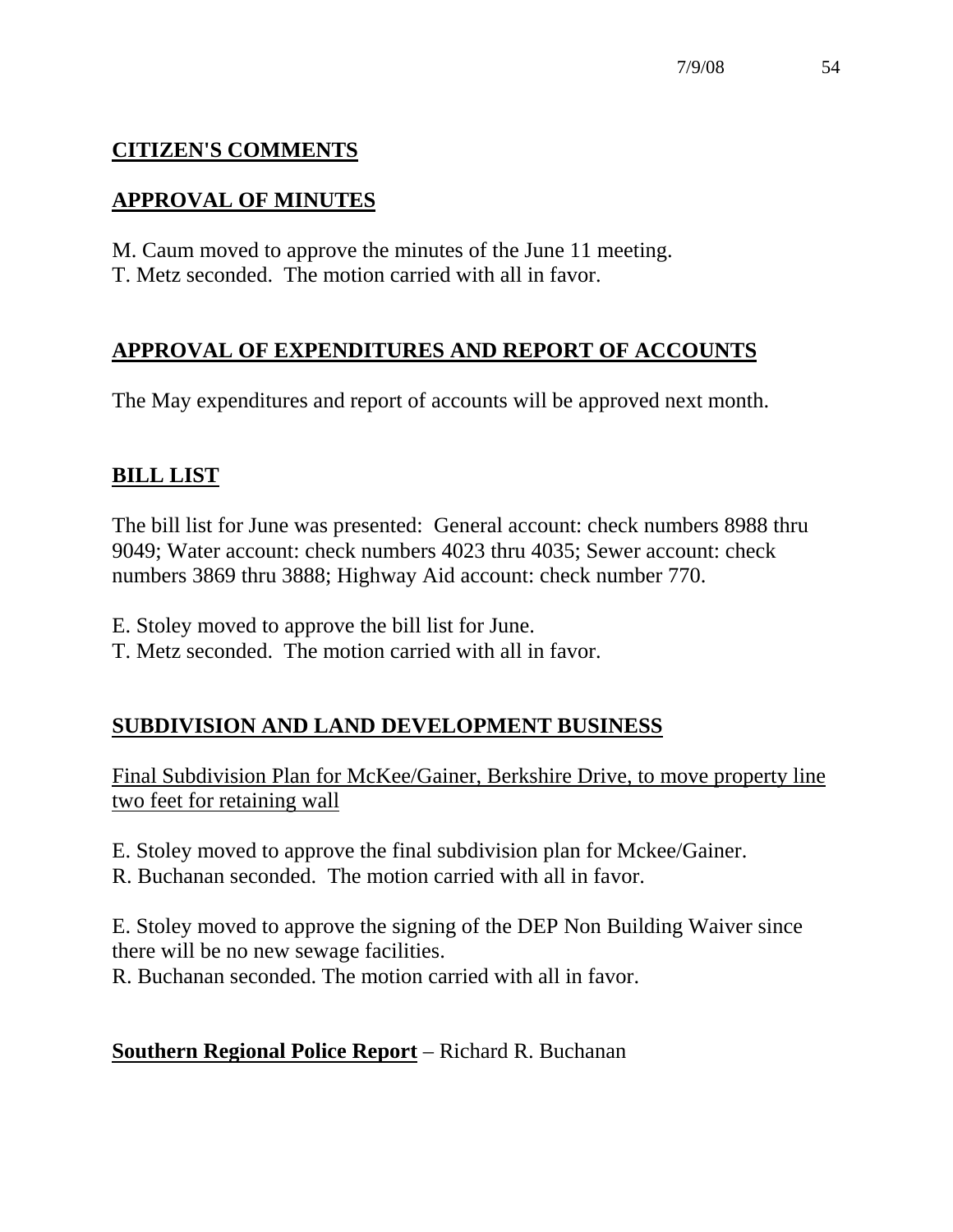## CITIZEN'S COMMENTS

## APPROVAL OF MINUTES

M. Caum moved to approve the minutes of the June 11 meeting.
T. Metz seconded. The motion carried with all in favor.

## APPROVAL OF EXPENDITURES AND REPORT OF ACCOUNTS

The May expenditures and report of accounts will be approved next month.

## BILL LIST

The bill list for June was presented: General account: check numbers 8988 thru 9049; Water account: check numbers 4023 thru 4035; Sewer account: check numbers 3869 thru 3888; Highway Aid account: check number 770.

E. Stoley moved to approve the bill list for June.
T. Metz seconded. The motion carried with all in favor.

## SUBDIVISION AND LAND DEVELOPMENT BUSINESS

Final Subdivision Plan for McKee/Gainer, Berkshire Drive, to move property line two feet for retaining wall

E. Stoley moved to approve the final subdivision plan for Mckee/Gainer.
R. Buchanan seconded. The motion carried with all in favor.

E. Stoley moved to approve the signing of the DEP Non Building Waiver since there will be no new sewage facilities.
R. Buchanan seconded. The motion carried with all in favor.

**Southern Regional Police Report** – Richard R. Buchanan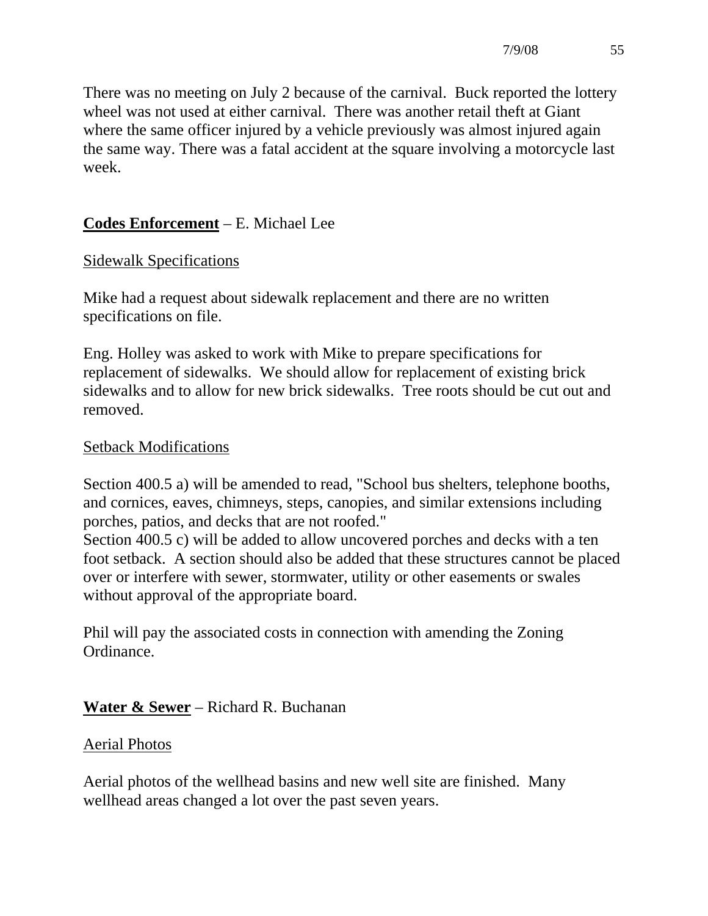There was no meeting on July 2 because of the carnival. Buck reported the lottery wheel was not used at either carnival. There was another retail theft at Giant where the same officer injured by a vehicle previously was almost injured again the same way. There was a fatal accident at the square involving a motorcycle last week.

## **Codes Enforcement** – E. Michael Lee

### Sidewalk Specifications

Mike had a request about sidewalk replacement and there are no written specifications on file.

Eng. Holley was asked to work with Mike to prepare specifications for replacement of sidewalks. We should allow for replacement of existing brick sidewalks and to allow for new brick sidewalks. Tree roots should be cut out and removed.

### Setback Modifications

Section 400.5 a) will be amended to read, "School bus shelters, telephone booths, and cornices, eaves, chimneys, steps, canopies, and similar extensions including porches, patios, and decks that are not roofed."
Section 400.5 c) will be added to allow uncovered porches and decks with a ten foot setback. A section should also be added that these structures cannot be placed over or interfere with sewer, stormwater, utility or other easements or swales without approval of the appropriate board.

Phil will pay the associated costs in connection with amending the Zoning Ordinance.

## **Water & Sewer** – Richard R. Buchanan

### Aerial Photos

Aerial photos of the wellhead basins and new well site are finished. Many wellhead areas changed a lot over the past seven years.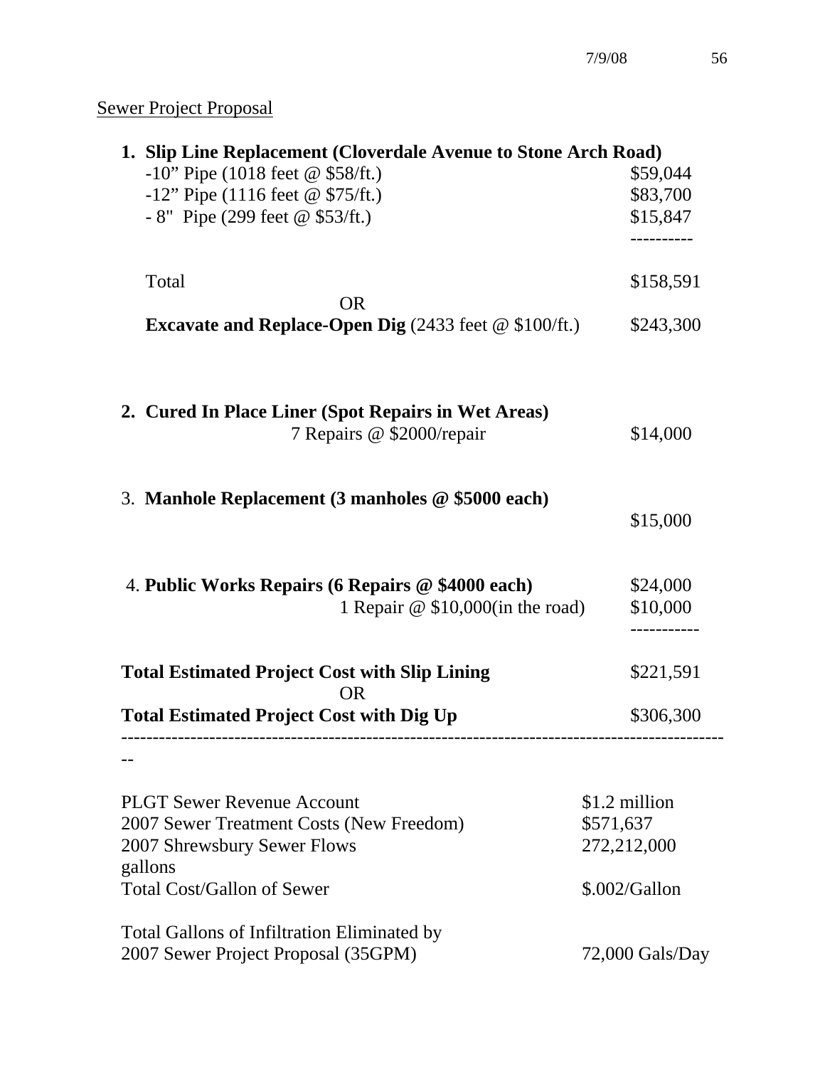Sewer Project Proposal

**1. Slip Line Replacement (Cloverdale Avenue to Stone Arch Road)**

| | |
|---|---|
| -10” Pipe (1018 feet @ $58/ft.) | $59,044 |
| -12” Pipe (1116 feet @ $75/ft.) | $83,700 |
| - 8" Pipe (299 feet @ $53/ft.) | $15,847 |
| | ---------- |
| Total | $158,591 |
| OR | |
| **Excavate and Replace-Open Dig** (2433 feet @ $100/ft.) | $243,300 |

**2. Cured In Place Liner (Spot Repairs in Wet Areas)**

| | |
|---|---|
| 7 Repairs @ $2000/repair | $14,000 |

3. **Manhole Replacement (3 manholes @ $5000 each)**

| | |
|---|---|
| | $15,000 |

4. **Public Works Repairs (6 Repairs @ $4000 each)**

| | |
|---|---|
| 6 Repairs @ $4000 each | $24,000 |
| 1 Repair @ $10,000(in the road) | $10,000 |
| | ----------- |

| | |
|---|---|
| **Total Estimated Project Cost with Slip Lining** | $221,591 |
| OR | |
| **Total Estimated Project Cost with Dig Up** | $306,300 |

---

| | |
|---|---|
| PLGT Sewer Revenue Account | $1.2 million |
| 2007 Sewer Treatment Costs (New Freedom) | $571,637 |
| 2007 Shrewsbury Sewer Flows | 272,212,000 gallons |
| Total Cost/Gallon of Sewer | $.002/Gallon |

| | |
|---|---|
| Total Gallons of Infiltration Eliminated by 2007 Sewer Project Proposal (35GPM) | 72,000 Gals/Day |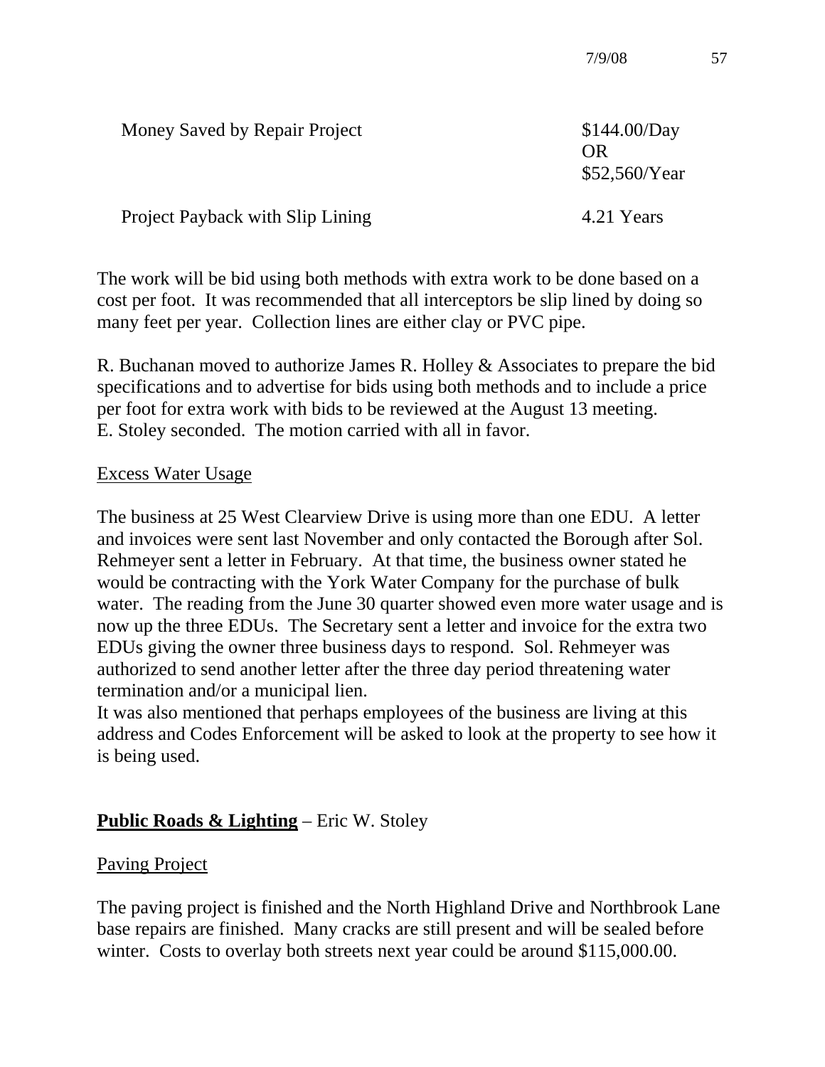| | |
|---|---|
| Money Saved by Repair Project | $144.00/Day<br>OR<br>$52,560/Year |
| Project Payback with Slip Lining | 4.21 Years |

The work will be bid using both methods with extra work to be done based on a cost per foot. It was recommended that all interceptors be slip lined by doing so many feet per year. Collection lines are either clay or PVC pipe.

R. Buchanan moved to authorize James R. Holley & Associates to prepare the bid specifications and to advertise for bids using both methods and to include a price per foot for extra work with bids to be reviewed at the August 13 meeting. E. Stoley seconded. The motion carried with all in favor.

<u>Excess Water Usage</u>

The business at 25 West Clearview Drive is using more than one EDU. A letter and invoices were sent last November and only contacted the Borough after Sol. Rehmeyer sent a letter in February. At that time, the business owner stated he would be contracting with the York Water Company for the purchase of bulk water. The reading from the June 30 quarter showed even more water usage and is now up the three EDUs. The Secretary sent a letter and invoice for the extra two EDUs giving the owner three business days to respond. Sol. Rehmeyer was authorized to send another letter after the three day period threatening water termination and/or a municipal lien.
It was also mentioned that perhaps employees of the business are living at this address and Codes Enforcement will be asked to look at the property to see how it is being used.

**<u>Public Roads & Lighting</u>** – Eric W. Stoley

<u>Paving Project</u>

The paving project is finished and the North Highland Drive and Northbrook Lane base repairs are finished. Many cracks are still present and will be sealed before winter. Costs to overlay both streets next year could be around $115,000.00.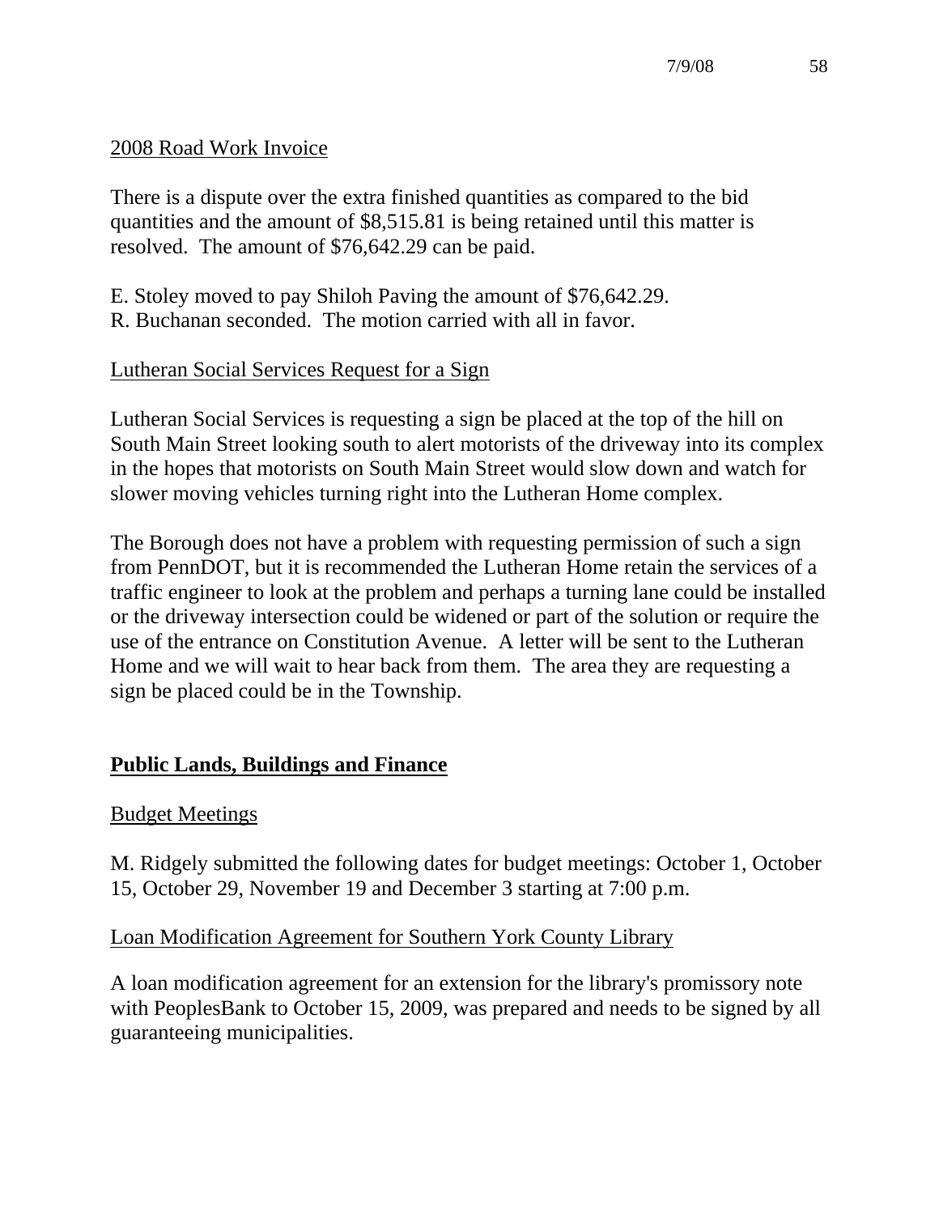2008 Road Work Invoice

There is a dispute over the extra finished quantities as compared to the bid quantities and the amount of $8,515.81 is being retained until this matter is resolved. The amount of $76,642.29 can be paid.

E. Stoley moved to pay Shiloh Paving the amount of $76,642.29.
R. Buchanan seconded. The motion carried with all in favor.

Lutheran Social Services Request for a Sign

Lutheran Social Services is requesting a sign be placed at the top of the hill on South Main Street looking south to alert motorists of the driveway into its complex in the hopes that motorists on South Main Street would slow down and watch for slower moving vehicles turning right into the Lutheran Home complex.

The Borough does not have a problem with requesting permission of such a sign from PennDOT, but it is recommended the Lutheran Home retain the services of a traffic engineer to look at the problem and perhaps a turning lane could be installed or the driveway intersection could be widened or part of the solution or require the use of the entrance on Constitution Avenue. A letter will be sent to the Lutheran Home and we will wait to hear back from them. The area they are requesting a sign be placed could be in the Township.

## Public Lands, Buildings and Finance

Budget Meetings

M. Ridgely submitted the following dates for budget meetings: October 1, October 15, October 29, November 19 and December 3 starting at 7:00 p.m.

Loan Modification Agreement for Southern York County Library

A loan modification agreement for an extension for the library's promissory note with PeoplesBank to October 15, 2009, was prepared and needs to be signed by all guaranteeing municipalities.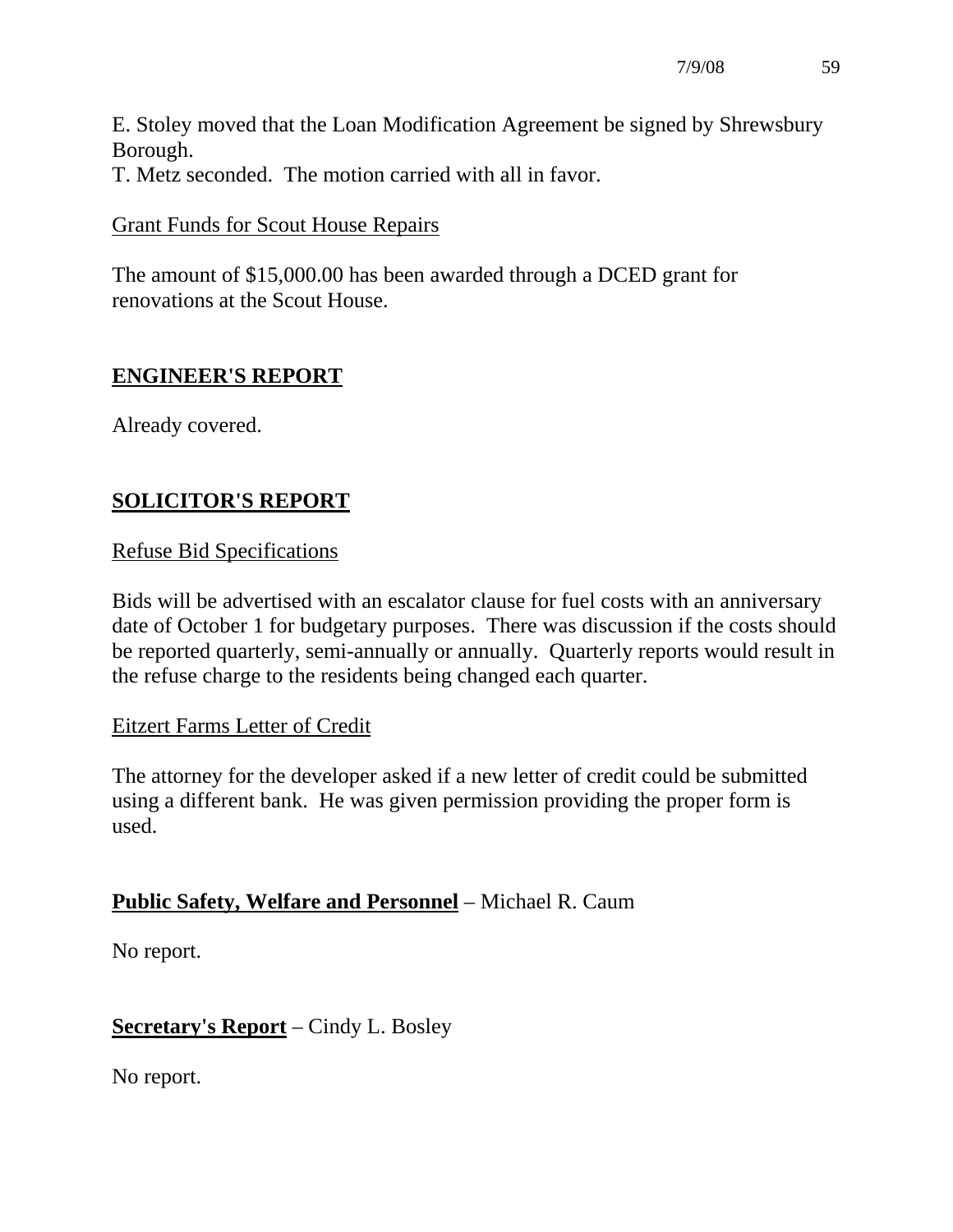E. Stoley moved that the Loan Modification Agreement be signed by Shrewsbury Borough.
T. Metz seconded. The motion carried with all in favor.

Grant Funds for Scout House Repairs

The amount of $15,000.00 has been awarded through a DCED grant for renovations at the Scout House.

## ENGINEER'S REPORT

Already covered.

## SOLICITOR'S REPORT

Refuse Bid Specifications

Bids will be advertised with an escalator clause for fuel costs with an anniversary date of October 1 for budgetary purposes. There was discussion if the costs should be reported quarterly, semi-annually or annually. Quarterly reports would result in the refuse charge to the residents being changed each quarter.

Eitzert Farms Letter of Credit

The attorney for the developer asked if a new letter of credit could be submitted using a different bank. He was given permission providing the proper form is used.

**Public Safety, Welfare and Personnel** – Michael R. Caum

No report.

**Secretary's Report** – Cindy L. Bosley

No report.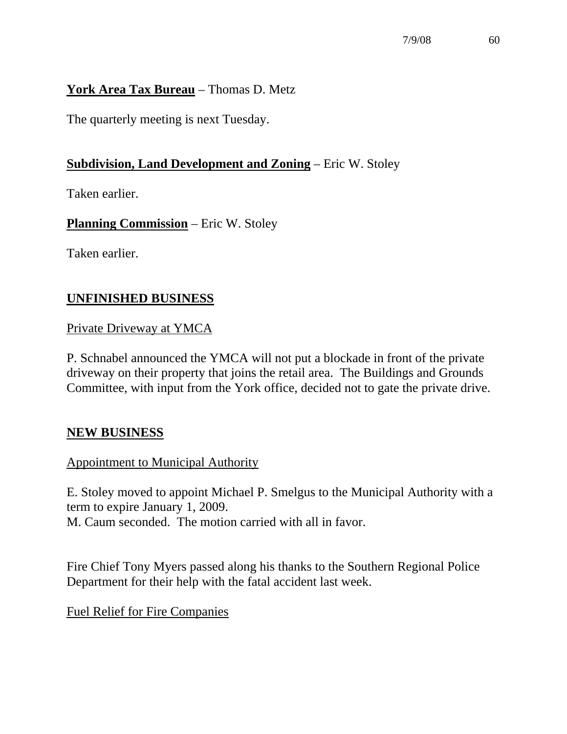**York Area Tax Bureau** – Thomas D. Metz

The quarterly meeting is next Tuesday.

**Subdivision, Land Development and Zoning** – Eric W. Stoley

Taken earlier.

**Planning Commission** – Eric W. Stoley

Taken earlier.

**UNFINISHED BUSINESS**

Private Driveway at YMCA

P. Schnabel announced the YMCA will not put a blockade in front of the private driveway on their property that joins the retail area. The Buildings and Grounds Committee, with input from the York office, decided not to gate the private drive.

**NEW BUSINESS**

Appointment to Municipal Authority

E. Stoley moved to appoint Michael P. Smelgus to the Municipal Authority with a term to expire January 1, 2009.
M. Caum seconded. The motion carried with all in favor.

Fire Chief Tony Myers passed along his thanks to the Southern Regional Police Department for their help with the fatal accident last week.

Fuel Relief for Fire Companies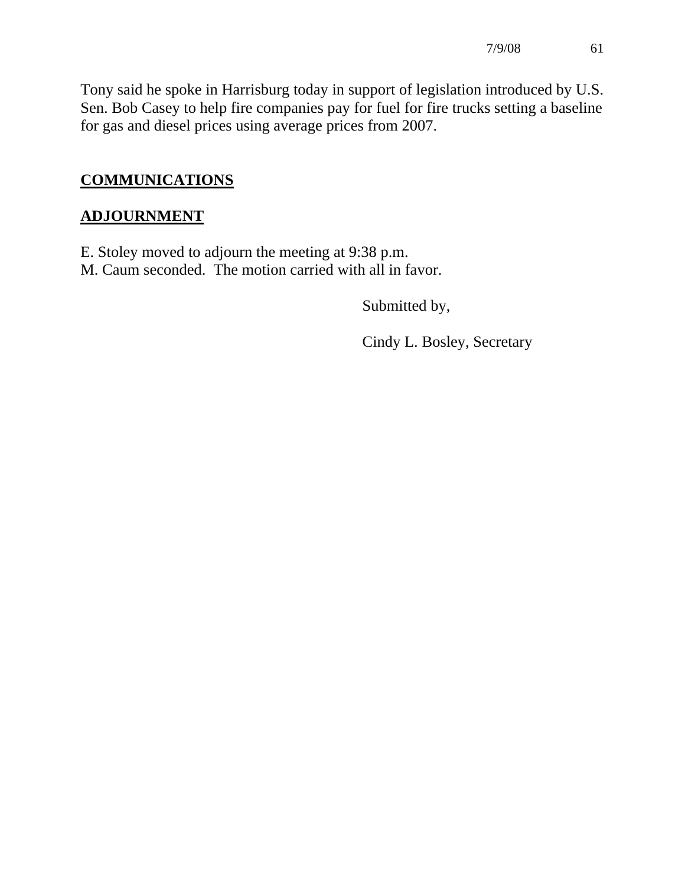Tony said he spoke in Harrisburg today in support of legislation introduced by U.S. Sen. Bob Casey to help fire companies pay for fuel for fire trucks setting a baseline for gas and diesel prices using average prices from 2007.

## COMMUNICATIONS

## ADJOURNMENT

E. Stoley moved to adjourn the meeting at 9:38 p.m.
M. Caum seconded. The motion carried with all in favor.

Submitted by,

Cindy L. Bosley, Secretary